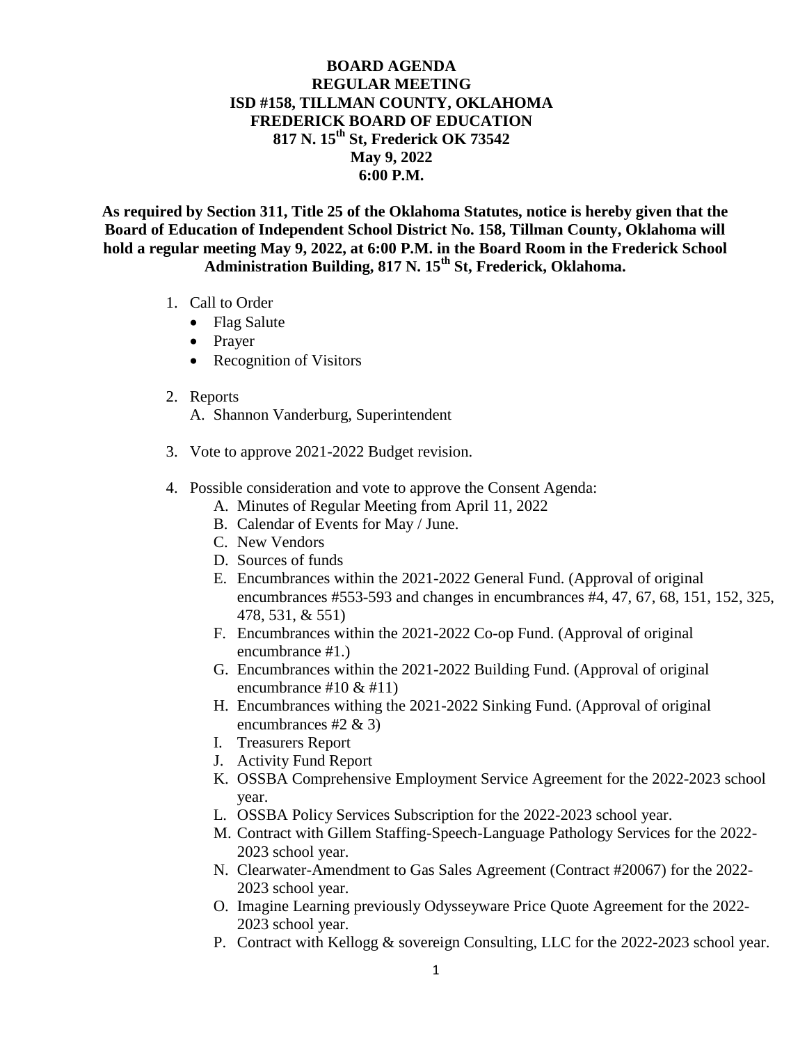**BOARD AGENDA**
**REGULAR MEETING**
**ISD #158, TILLMAN COUNTY, OKLAHOMA**
**FREDERICK BOARD OF EDUCATION**
**817 N. 15th St, Frederick OK 73542**
**May 9, 2022**
**6:00 P.M.**

**As required by Section 311, Title 25 of the Oklahoma Statutes, notice is hereby given that the Board of Education of Independent School District No. 158, Tillman County, Oklahoma will hold a regular meeting May 9, 2022, at 6:00 P.M. in the Board Room in the Frederick School Administration Building, 817 N. 15th St, Frederick, Oklahoma.**

1. Call to Order
   - Flag Salute
   - Prayer
   - Recognition of Visitors

2. Reports
   A. Shannon Vanderburg, Superintendent

3. Vote to approve 2021-2022 Budget revision.

4. Possible consideration and vote to approve the Consent Agenda:
   A. Minutes of Regular Meeting from April 11, 2022
   B. Calendar of Events for May / June.
   C. New Vendors
   D. Sources of funds
   E. Encumbrances within the 2021-2022 General Fund. (Approval of original encumbrances #553-593 and changes in encumbrances #4, 47, 67, 68, 151, 152, 325, 478, 531, & 551)
   F. Encumbrances within the 2021-2022 Co-op Fund. (Approval of original encumbrance #1.)
   G. Encumbrances within the 2021-2022 Building Fund. (Approval of original encumbrance #10 & #11)
   H. Encumbrances withing the 2021-2022 Sinking Fund. (Approval of original encumbrances #2 & 3)
   I. Treasurers Report
   J. Activity Fund Report
   K. OSSBA Comprehensive Employment Service Agreement for the 2022-2023 school year.
   L. OSSBA Policy Services Subscription for the 2022-2023 school year.
   M. Contract with Gillem Staffing-Speech-Language Pathology Services for the 2022-2023 school year.
   N. Clearwater-Amendment to Gas Sales Agreement (Contract #20067) for the 2022-2023 school year.
   O. Imagine Learning previously Odysseyware Price Quote Agreement for the 2022-2023 school year.
   P. Contract with Kellogg & sovereign Consulting, LLC for the 2022-2023 school year.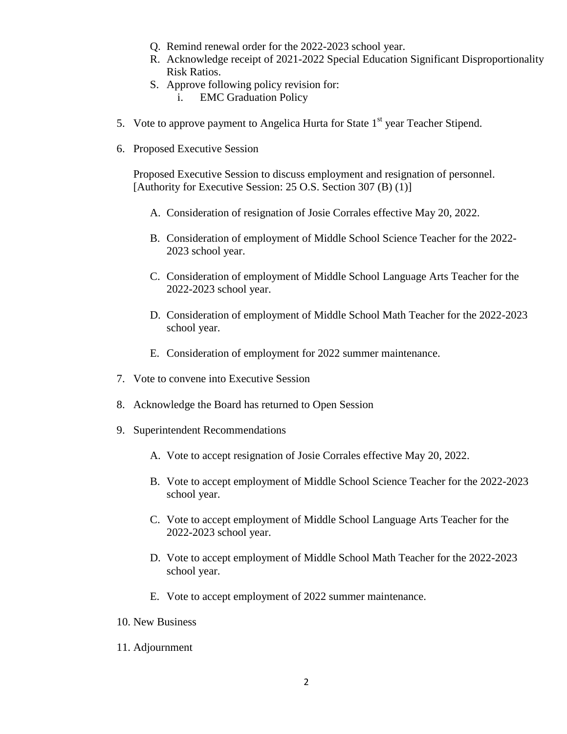Q. Remind renewal order for the 2022-2023 school year.
  R. Acknowledge receipt of 2021-2022 Special Education Significant Disproportionality Risk Ratios.
  S. Approve following policy revision for:
     i. EMC Graduation Policy

5. Vote to approve payment to Angelica Hurta for State 1st year Teacher Stipend.

6. Proposed Executive Session

   Proposed Executive Session to discuss employment and resignation of personnel. [Authority for Executive Session: 25 O.S. Section 307 (B) (1)]

   A. Consideration of resignation of Josie Corrales effective May 20, 2022.

   B. Consideration of employment of Middle School Science Teacher for the 2022-2023 school year.

   C. Consideration of employment of Middle School Language Arts Teacher for the 2022-2023 school year.

   D. Consideration of employment of Middle School Math Teacher for the 2022-2023 school year.

   E. Consideration of employment for 2022 summer maintenance.

7. Vote to convene into Executive Session

8. Acknowledge the Board has returned to Open Session

9. Superintendent Recommendations

   A. Vote to accept resignation of Josie Corrales effective May 20, 2022.

   B. Vote to accept employment of Middle School Science Teacher for the 2022-2023 school year.

   C. Vote to accept employment of Middle School Language Arts Teacher for the 2022-2023 school year.

   D. Vote to accept employment of Middle School Math Teacher for the 2022-2023 school year.

   E. Vote to accept employment of 2022 summer maintenance.

10. New Business

11. Adjournment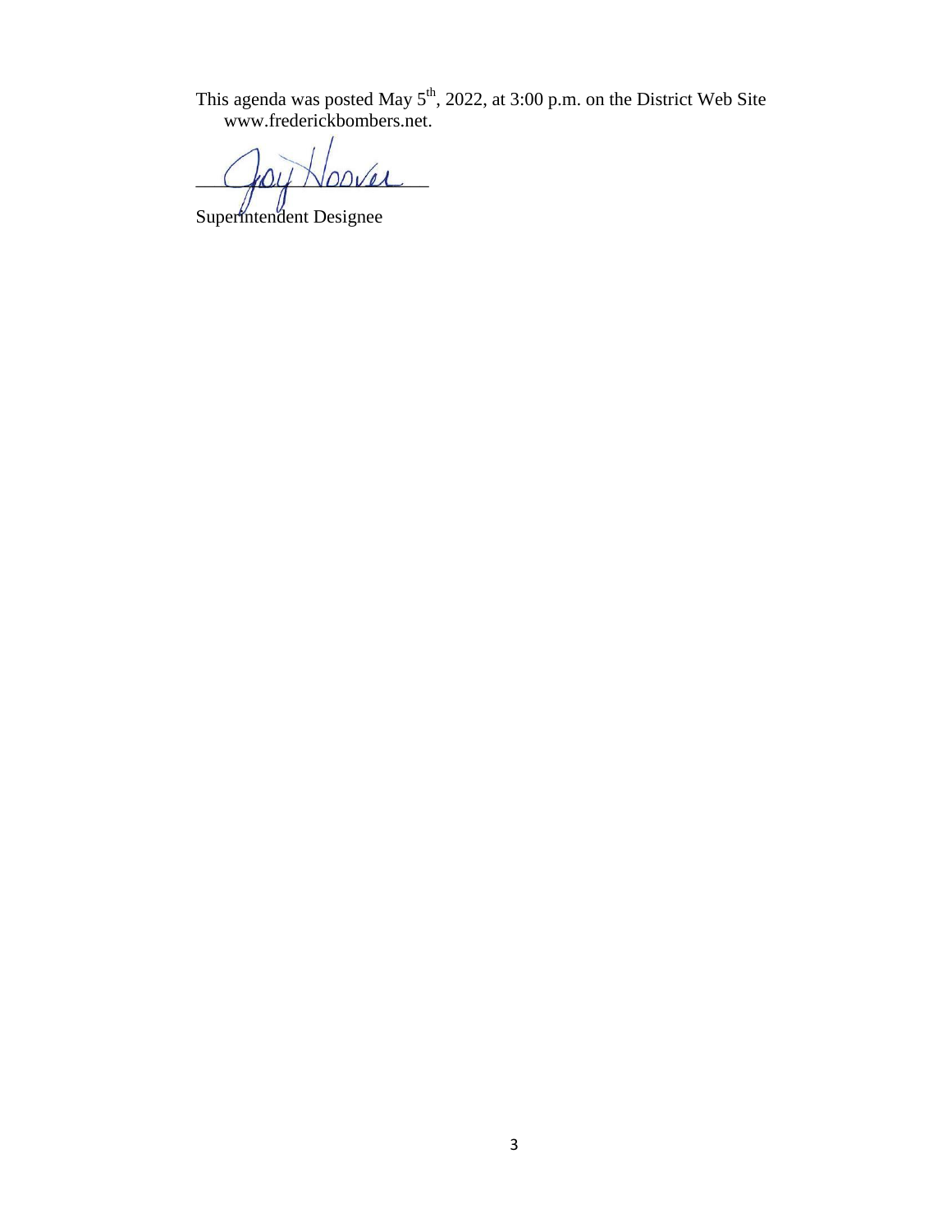This agenda was posted May 5th, 2022, at 3:00 p.m. on the District Web Site www.frederickbombers.net.

Joy Hoover

Superintendent Designee